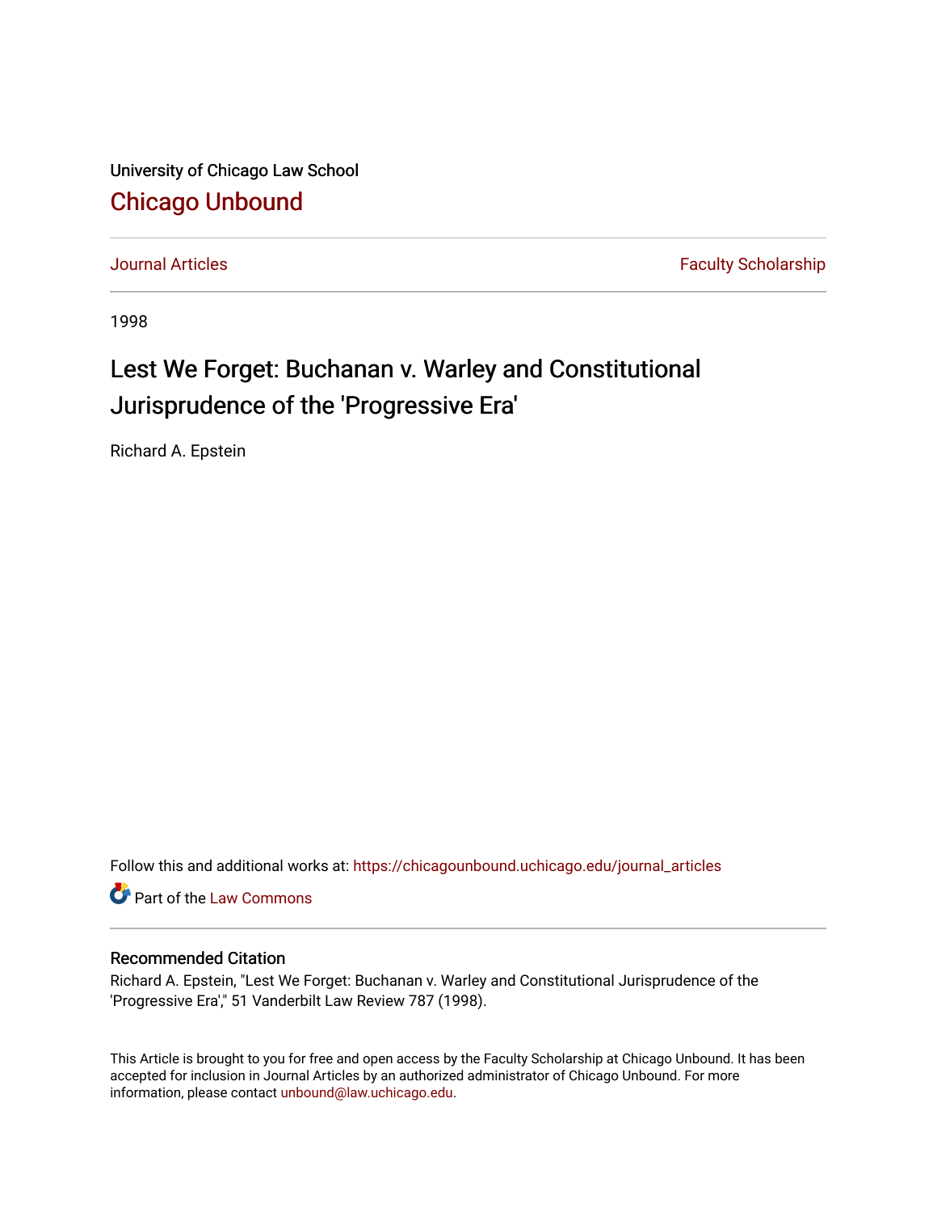University of Chicago Law School

[Chicago Unbound](https://chicagounbound.uchicago.edu/)

Journal Articles | Faculty Scholarship

1998

# Lest We Forget: Buchanan v. Warley and Constitutional Jurisprudence of the 'Progressive Era'

Richard A. Epstein

Follow this and additional works at: https://chicagounbound.uchicago.edu/journal_articles

Part of the Law Commons

## Recommended Citation

Richard A. Epstein, "Lest We Forget: Buchanan v. Warley and Constitutional Jurisprudence of the 'Progressive Era'," 51 Vanderbilt Law Review 787 (1998).

This Article is brought to you for free and open access by the Faculty Scholarship at Chicago Unbound. It has been accepted for inclusion in Journal Articles by an authorized administrator of Chicago Unbound. For more information, please contact unbound@law.uchicago.edu.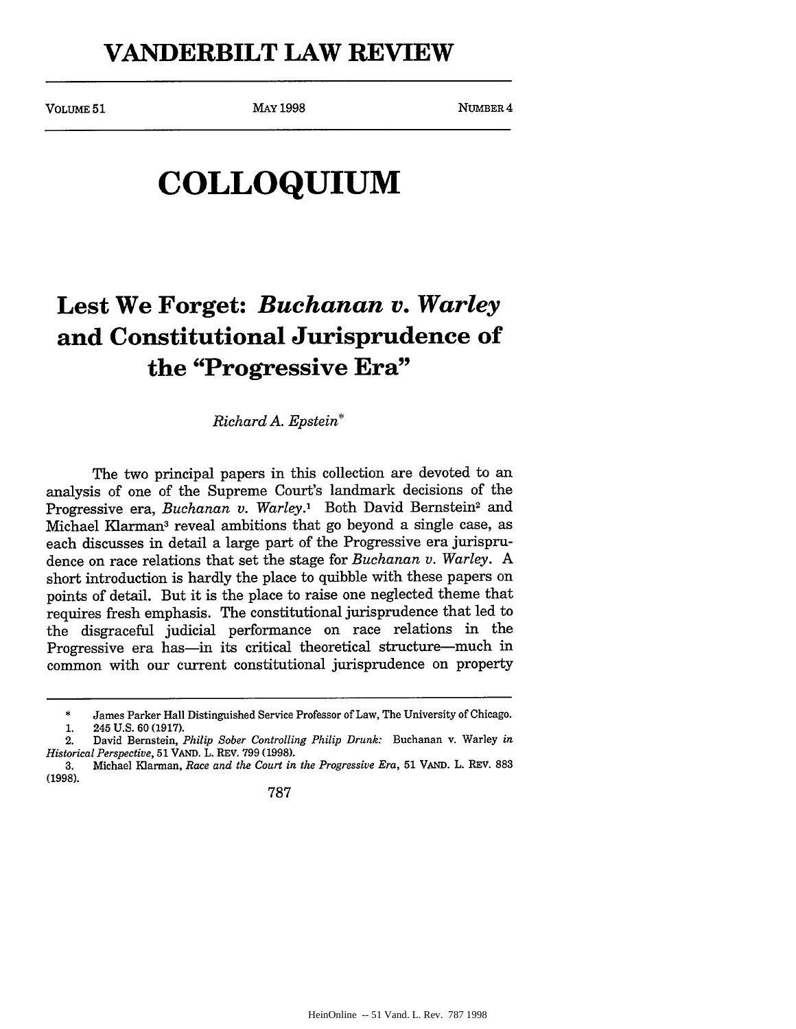# VANDERBILT LAW REVIEW

VOLUME 51 | MAY 1998 | NUMBER 4

# COLLOQUIUM

## Lest We Forget: *Buchanan v. Warley* and Constitutional Jurisprudence of the "Progressive Era"

*Richard A. Epstein**

The two principal papers in this collection are devoted to an analysis of one of the Supreme Court's landmark decisions of the Progressive era, *Buchanan v. Warley*.[1] Both David Bernstein[2] and Michael Klarman[3] reveal ambitions that go beyond a single case, as each discusses in detail a large part of the Progressive era jurisprudence on race relations that set the stage for *Buchanan v. Warley*. A short introduction is hardly the place to quibble with these papers on points of detail. But it is the place to raise one neglected theme that requires fresh emphasis. The constitutional jurisprudence that led to the disgraceful judicial performance on race relations in the Progressive era has—in its critical theoretical structure—much in common with our current constitutional jurisprudence on property

---

\* James Parker Hall Distinguished Service Professor of Law, The University of Chicago.

1. 245 U.S. 60 (1917).

2. David Bernstein, *Philip Sober Controlling Philip Drunk:* Buchanan v. Warley *in Historical Perspective*, 51 VAND. L. REV. 799 (1998).

3. Michael Klarman, *Race and the Court in the Progressive Era*, 51 VAND. L. REV. 883 (1998).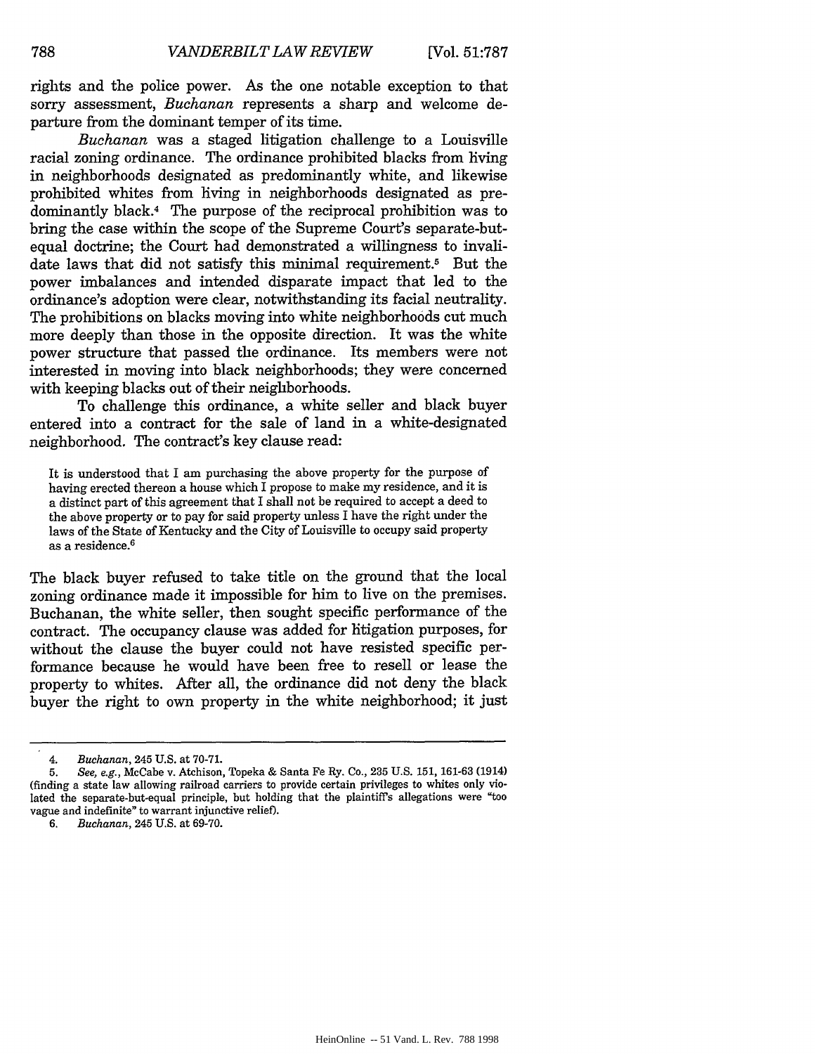rights and the police power. As the one notable exception to that sorry assessment, *Buchanan* represents a sharp and welcome departure from the dominant temper of its time.

*Buchanan* was a staged litigation challenge to a Louisville racial zoning ordinance. The ordinance prohibited blacks from living in neighborhoods designated as predominantly white, and likewise prohibited whites from living in neighborhoods designated as predominantly black.[4] The purpose of the reciprocal prohibition was to bring the case within the scope of the Supreme Court's separate-but-equal doctrine; the Court had demonstrated a willingness to invalidate laws that did not satisfy this minimal requirement.[5] But the power imbalances and intended disparate impact that led to the ordinance's adoption were clear, notwithstanding its facial neutrality. The prohibitions on blacks moving into white neighborhoods cut much more deeply than those in the opposite direction. It was the white power structure that passed the ordinance. Its members were not interested in moving into black neighborhoods; they were concerned with keeping blacks out of their neighborhoods.

To challenge this ordinance, a white seller and black buyer entered into a contract for the sale of land in a white-designated neighborhood. The contract's key clause read:

> It is understood that I am purchasing the above property for the purpose of having erected thereon a house which I propose to make my residence, and it is a distinct part of this agreement that I shall not be required to accept a deed to the above property or to pay for said property unless I have the right under the laws of the State of Kentucky and the City of Louisville to occupy said property as a residence.[6]

The black buyer refused to take title on the ground that the local zoning ordinance made it impossible for him to live on the premises. Buchanan, the white seller, then sought specific performance of the contract. The occupancy clause was added for litigation purposes, for without the clause the buyer could not have resisted specific performance because he would have been free to resell or lease the property to whites. After all, the ordinance did not deny the black buyer the right to own property in the white neighborhood; it just

---

4. *Buchanan*, 245 U.S. at 70-71.

5. *See, e.g.*, McCabe v. Atchison, Topeka & Santa Fe Ry. Co., 235 U.S. 151, 161-63 (1914) (finding a state law allowing railroad carriers to provide certain privileges to whites only violated the separate-but-equal principle, but holding that the plaintiff's allegations were "too vague and indefinite" to warrant injunctive relief).

6. *Buchanan*, 245 U.S. at 69-70.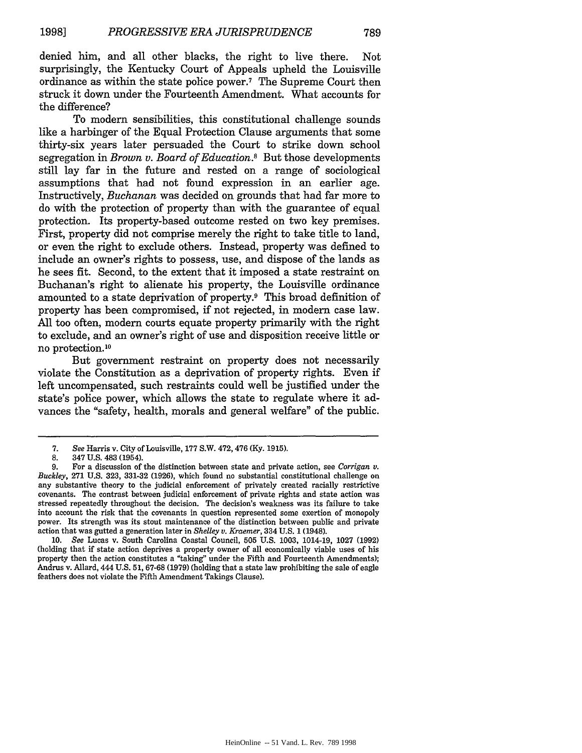denied him, and all other blacks, the right to live there. Not surprisingly, the Kentucky Court of Appeals upheld the Louisville ordinance as within the state police power.[7] The Supreme Court then struck it down under the Fourteenth Amendment. What accounts for the difference?

To modern sensibilities, this constitutional challenge sounds like a harbinger of the Equal Protection Clause arguments that some thirty-six years later persuaded the Court to strike down school segregation in *Brown v. Board of Education*.[8] But those developments still lay far in the future and rested on a range of sociological assumptions that had not found expression in an earlier age. Instructively, *Buchanan* was decided on grounds that had far more to do with the protection of property than with the guarantee of equal protection. Its property-based outcome rested on two key premises. First, property did not comprise merely the right to take title to land, or even the right to exclude others. Instead, property was defined to include an owner's rights to possess, use, and dispose of the lands as he sees fit. Second, to the extent that it imposed a state restraint on Buchanan's right to alienate his property, the Louisville ordinance amounted to a state deprivation of property.[9] This broad definition of property has been compromised, if not rejected, in modern case law. All too often, modern courts equate property primarily with the right to exclude, and an owner's right of use and disposition receive little or no protection.[10]

But government restraint on property does not necessarily violate the Constitution as a deprivation of property rights. Even if left uncompensated, such restraints could well be justified under the state's police power, which allows the state to regulate where it advances the "safety, health, morals and general welfare" of the public.

---

7. *See* Harris v. City of Louisville, 177 S.W. 472, 476 (Ky. 1915).

8. 347 U.S. 483 (1954).

9. For a discussion of the distinction between state and private action, see *Corrigan v. Buckley*, 271 U.S. 323, 331-32 (1926), which found no substantial constitutional challenge on any substantive theory to the judicial enforcement of privately created racially restrictive covenants. The contrast between judicial enforcement of private rights and state action was stressed repeatedly throughout the decision. The decision's weakness was its failure to take into account the risk that the covenants in question represented some exertion of monopoly power. Its strength was its stout maintenance of the distinction between public and private action that was gutted a generation later in *Shelley v. Kraemer*, 334 U.S. 1 (1948).

10. *See* Lucas v. South Carolina Coastal Council, 505 U.S. 1003, 1014-19, 1027 (1992) (holding that if state action deprives a property owner of all economically viable uses of his property then the action constitutes a "taking" under the Fifth and Fourteenth Amendments); Andrus v. Allard, 444 U.S. 51, 67-68 (1979) (holding that a state law prohibiting the sale of eagle feathers does not violate the Fifth Amendment Takings Clause).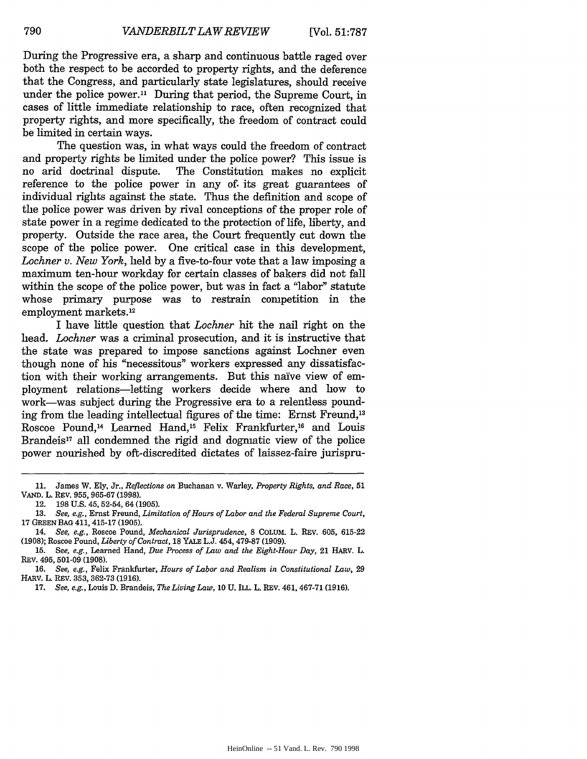During the Progressive era, a sharp and continuous battle raged over both the respect to be accorded to property rights, and the deference that the Congress, and particularly state legislatures, should receive under the police power.[11] During that period, the Supreme Court, in cases of little immediate relationship to race, often recognized that property rights, and more specifically, the freedom of contract could be limited in certain ways.

The question was, in what ways could the freedom of contract and property rights be limited under the police power? This issue is no arid doctrinal dispute. The Constitution makes no explicit reference to the police power in any of its great guarantees of individual rights against the state. Thus the definition and scope of the police power was driven by rival conceptions of the proper role of state power in a regime dedicated to the protection of life, liberty, and property. Outside the race area, the Court frequently cut down the scope of the police power. One critical case in this development, *Lochner v. New York*, held by a five-to-four vote that a law imposing a maximum ten-hour workday for certain classes of bakers did not fall within the scope of the police power, but was in fact a "labor" statute whose primary purpose was to restrain competition in the employment markets.[12]

I have little question that *Lochner* hit the nail right on the head. *Lochner* was a criminal prosecution, and it is instructive that the state was prepared to impose sanctions against Lochner even though none of his "necessitous" workers expressed any dissatisfaction with their working arrangements. But this naïve view of employment relations—letting workers decide where and how to work—was subject during the Progressive era to a relentless pounding from the leading intellectual figures of the time: Ernst Freund,[13] Roscoe Pound,[14] Learned Hand,[15] Felix Frankfurter,[16] and Louis Brandeis[17] all condemned the rigid and dogmatic view of the police power nourished by oft-discredited dictates of laissez-faire jurispru-

---

11. James W. Ely, Jr., *Reflections on* Buchanan v. Warley, *Property Rights, and Race*, 51 VAND. L. REV. 955, 965-67 (1998).

12. 198 U.S. 45, 52-54, 64 (1905).

13. *See, e.g.*, Ernst Freund, *Limitation of Hours of Labor and the Federal Supreme Court*, 17 GREEN BAG 411, 415-17 (1905).

14. *See, e.g.*, Roscoe Pound, *Mechanical Jurisprudence*, 8 COLUM. L. REV. 605, 615-22 (1908); Roscoe Pound, *Liberty of Contract*, 18 YALE L.J. 454, 479-87 (1909).

15. *See, e.g.*, Learned Hand, *Due Process of Law and the Eight-Hour Day*, 21 HARV. L. REV. 495, 501-09 (1908).

16. *See, e.g.*, Felix Frankfurter, *Hours of Labor and Realism in Constitutional Law*, 29 HARV. L. REV. 353, 362-73 (1916).

17. *See, e.g.*, Louis D. Brandeis, *The Living Law*, 10 U. ILL. L. REV. 461, 467-71 (1916).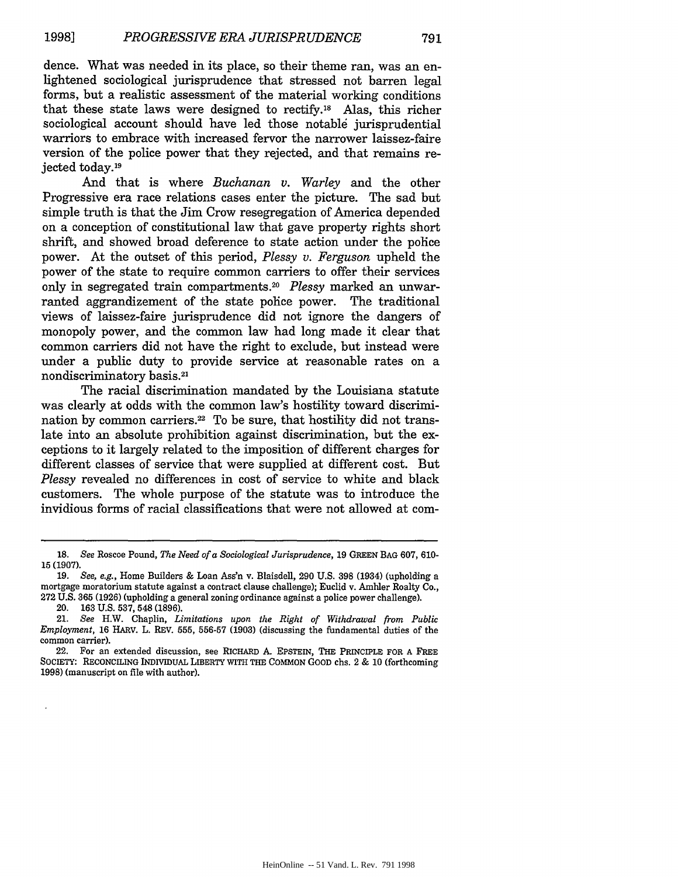dence. What was needed in its place, so their theme ran, was an enlightened sociological jurisprudence that stressed not barren legal forms, but a realistic assessment of the material working conditions that these state laws were designed to rectify.[18] Alas, this richer sociological account should have led those notable jurisprudential warriors to embrace with increased fervor the narrower laissez-faire version of the police power that they rejected, and that remains rejected today.[19]

And that is where *Buchanan v. Warley* and the other Progressive era race relations cases enter the picture. The sad but simple truth is that the Jim Crow resegregation of America depended on a conception of constitutional law that gave property rights short shrift, and showed broad deference to state action under the police power. At the outset of this period, *Plessy v. Ferguson* upheld the power of the state to require common carriers to offer their services only in segregated train compartments.[20] *Plessy* marked an unwarranted aggrandizement of the state police power. The traditional views of laissez-faire jurisprudence did not ignore the dangers of monopoly power, and the common law had long made it clear that common carriers did not have the right to exclude, but instead were under a public duty to provide service at reasonable rates on a nondiscriminatory basis.[21]

The racial discrimination mandated by the Louisiana statute was clearly at odds with the common law's hostility toward discrimination by common carriers.[22] To be sure, that hostility did not translate into an absolute prohibition against discrimination, but the exceptions to it largely related to the imposition of different charges for different classes of service that were supplied at different cost. But *Plessy* revealed no differences in cost of service to white and black customers. The whole purpose of the statute was to introduce the invidious forms of racial classifications that were not allowed at com-

---

18. *See* Roscoe Pound, *The Need of a Sociological Jurisprudence*, 19 GREEN BAG 607, 610-15 (1907).

19. *See, e.g.*, Home Builders & Loan Ass'n v. Blaisdell, 290 U.S. 398 (1934) (upholding a mortgage moratorium statute against a contract clause challenge); Euclid v. Amhler Realty Co., 272 U.S. 365 (1926) (upholding a general zoning ordinance against a police power challenge).

20. 163 U.S. 537, 548 (1896).

21. *See* H.W. Chaplin, *Limitations upon the Right of Withdrawal from Public Employment*, 16 HARV. L. REV. 555, 556-57 (1903) (discussing the fundamental duties of the common carrier).

22. For an extended discussion, see RICHARD A. EPSTEIN, THE PRINCIPLE FOR A FREE SOCIETY: RECONCILING INDIVIDUAL LIBERTY WITH THE COMMON GOOD chs. 2 & 10 (forthcoming 1998) (manuscript on file with author).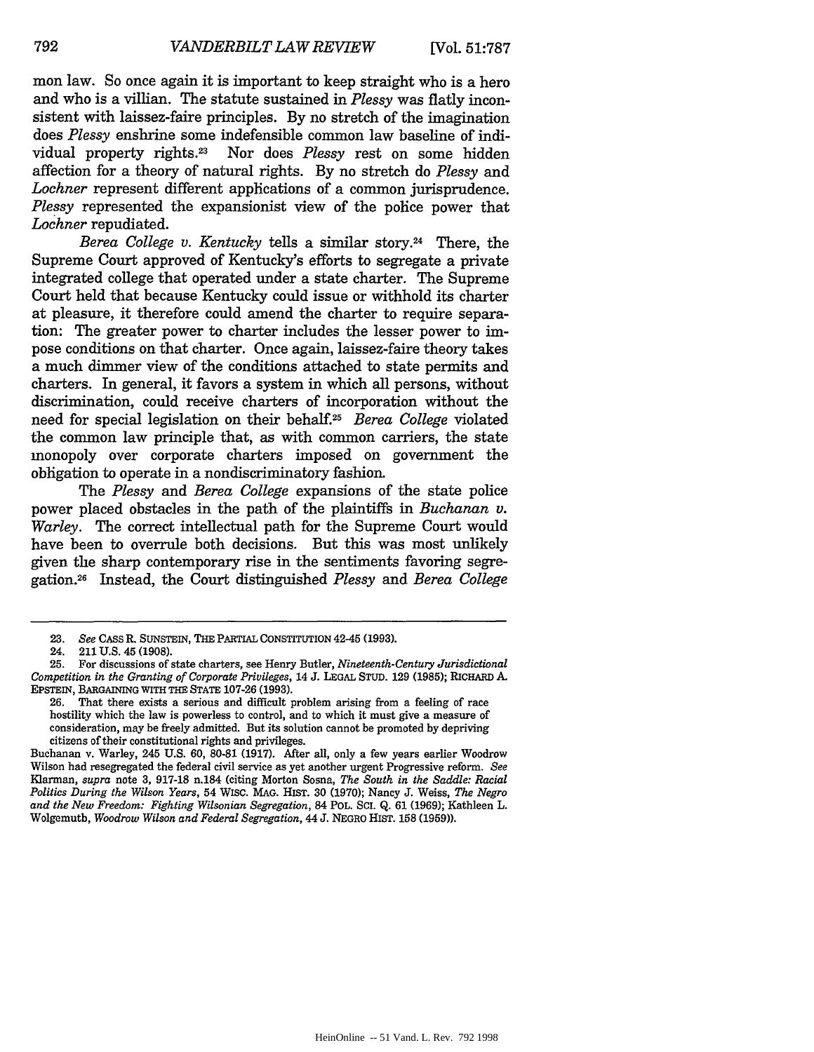mon law. So once again it is important to keep straight who is a hero and who is a villian. The statute sustained in *Plessy* was flatly inconsistent with laissez-faire principles. By no stretch of the imagination does *Plessy* enshrine some indefensible common law baseline of individual property rights.[23] Nor does *Plessy* rest on some hidden affection for a theory of natural rights. By no stretch do *Plessy* and *Lochner* represent different applications of a common jurisprudence. *Plessy* represented the expansionist view of the police power that *Lochner* repudiated.

*Berea College v. Kentucky* tells a similar story.[24] There, the Supreme Court approved of Kentucky's efforts to segregate a private integrated college that operated under a state charter. The Supreme Court held that because Kentucky could issue or withhold its charter at pleasure, it therefore could amend the charter to require separation: The greater power to charter includes the lesser power to impose conditions on that charter. Once again, laissez-faire theory takes a much dimmer view of the conditions attached to state permits and charters. In general, it favors a system in which all persons, without discrimination, could receive charters of incorporation without the need for special legislation on their behalf.[25] *Berea College* violated the common law principle that, as with common carriers, the state monopoly over corporate charters imposed on government the obligation to operate in a nondiscriminatory fashion.

The *Plessy* and *Berea College* expansions of the state police power placed obstacles in the path of the plaintiffs in *Buchanan v. Warley*. The correct intellectual path for the Supreme Court would have been to overrule both decisions. But this was most unlikely given the sharp contemporary rise in the sentiments favoring segregation.[26] Instead, the Court distinguished *Plessy* and *Berea College*

---

23. *See* CASS R. SUNSTEIN, THE PARTIAL CONSTITUTION 42-45 (1993).

24. 211 U.S. 45 (1908).

25. For discussions of state charters, see Henry Butler, *Nineteenth-Century Jurisdictional Competition in the Granting of Corporate Privileges*, 14 J. LEGAL STUD. 129 (1985); RICHARD A. EPSTEIN, BARGAINING WITH THE STATE 107-26 (1993).

26. That there exists a serious and difficult problem arising from a feeling of race hostility which the law is powerless to control, and to which it must give a measure of consideration, may be freely admitted. But its solution cannot be promoted by depriving citizens of their constitutional rights and privileges.

Buchanan v. Warley, 245 U.S. 60, 80-81 (1917). After all, only a few years earlier Woodrow Wilson had resegregated the federal civil service as yet another urgent Progressive reform. *See* Klarman, *supra* note 3, 917-18 n.184 (citing Morton Sosna, *The South in the Saddle: Racial Politics During the Wilson Years*, 54 WISC. MAG. HIST. 30 (1970); Nancy J. Weiss, *The Negro and the New Freedom: Fighting Wilsonian Segregation*, 84 POL. SCI. Q. 61 (1969); Kathleen L. Wolgemutb, *Woodrow Wilson and Federal Segregation*, 44 J. NEGRO HIST. 158 (1959)).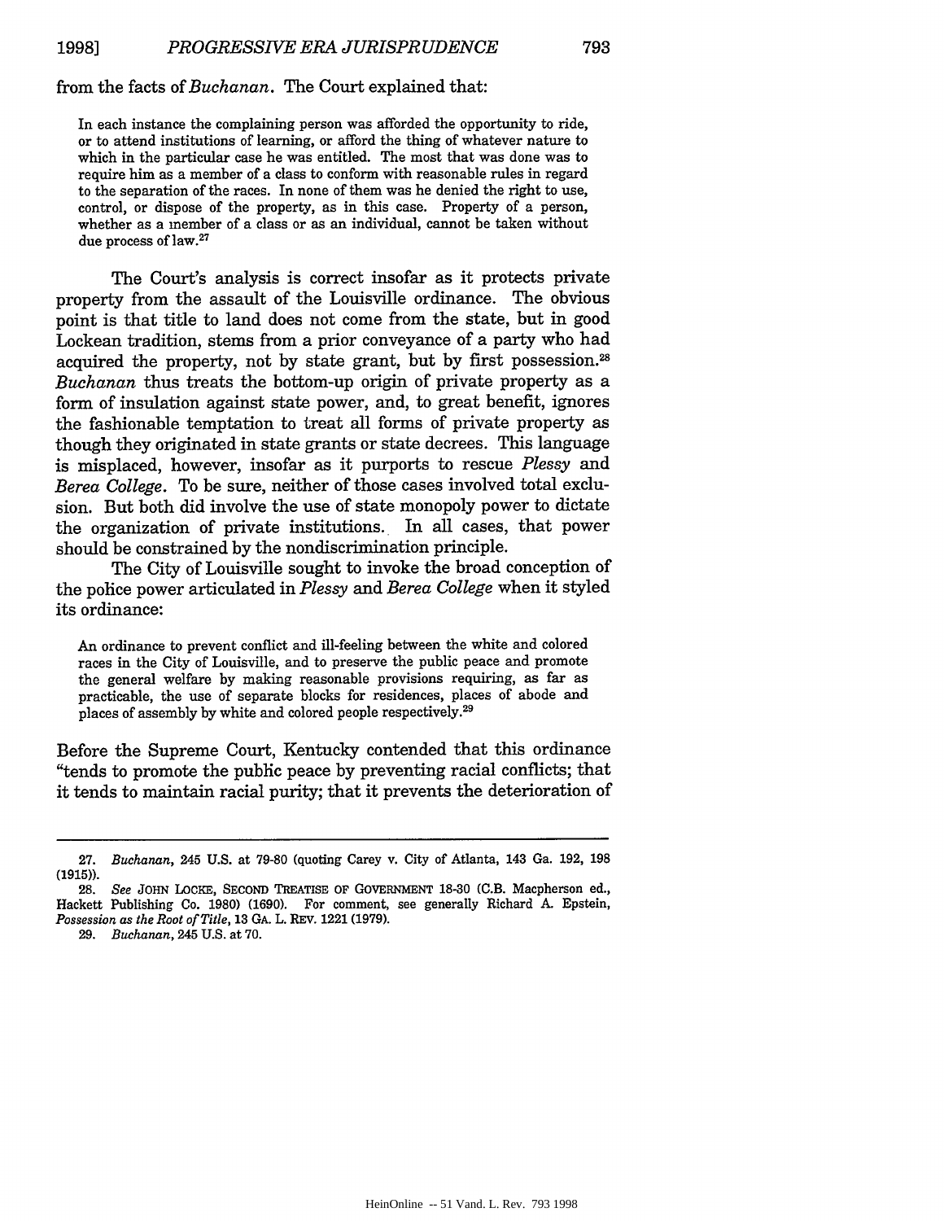from the facts of *Buchanan*. The Court explained that:

> In each instance the complaining person was afforded the opportunity to ride, or to attend institutions of learning, or afford the thing of whatever nature to which in the particular case he was entitled. The most that was done was to require him as a member of a class to conform with reasonable rules in regard to the separation of the races. In none of them was he denied the right to use, control, or dispose of the property, as in this case. Property of a person, whether as a member of a class or as an individual, cannot be taken without due process of law.[27]

The Court's analysis is correct insofar as it protects private property from the assault of the Louisville ordinance. The obvious point is that title to land does not come from the state, but in good Lockean tradition, stems from a prior conveyance of a party who had acquired the property, not by state grant, but by first possession.[28] *Buchanan* thus treats the bottom-up origin of private property as a form of insulation against state power, and, to great benefit, ignores the fashionable temptation to treat all forms of private property as though they originated in state grants or state decrees. This language is misplaced, however, insofar as it purports to rescue *Plessy* and *Berea College*. To be sure, neither of those cases involved total exclusion. But both did involve the use of state monopoly power to dictate the organization of private institutions. In all cases, that power should be constrained by the nondiscrimination principle.

The City of Louisville sought to invoke the broad conception of the police power articulated in *Plessy* and *Berea College* when it styled its ordinance:

> An ordinance to prevent conflict and ill-feeling between the white and colored races in the City of Louisville, and to preserve the public peace and promote the general welfare by making reasonable provisions requiring, as far as practicable, the use of separate blocks for residences, places of abode and places of assembly by white and colored people respectively.[29]

Before the Supreme Court, Kentucky contended that this ordinance "tends to promote the public peace by preventing racial conflicts; that it tends to maintain racial purity; that it prevents the deterioration of

---

27. *Buchanan*, 245 U.S. at 79-80 (quoting Carey v. City of Atlanta, 143 Ga. 192, 198 (1915)).

28. *See* JOHN LOCKE, SECOND TREATISE OF GOVERNMENT 18-30 (C.B. Macpherson ed., Hackett Publishing Co. 1980) (1690). For comment, see generally Richard A. Epstein, *Possession as the Root of Title*, 13 GA. L. REV. 1221 (1979).

29. *Buchanan*, 245 U.S. at 70.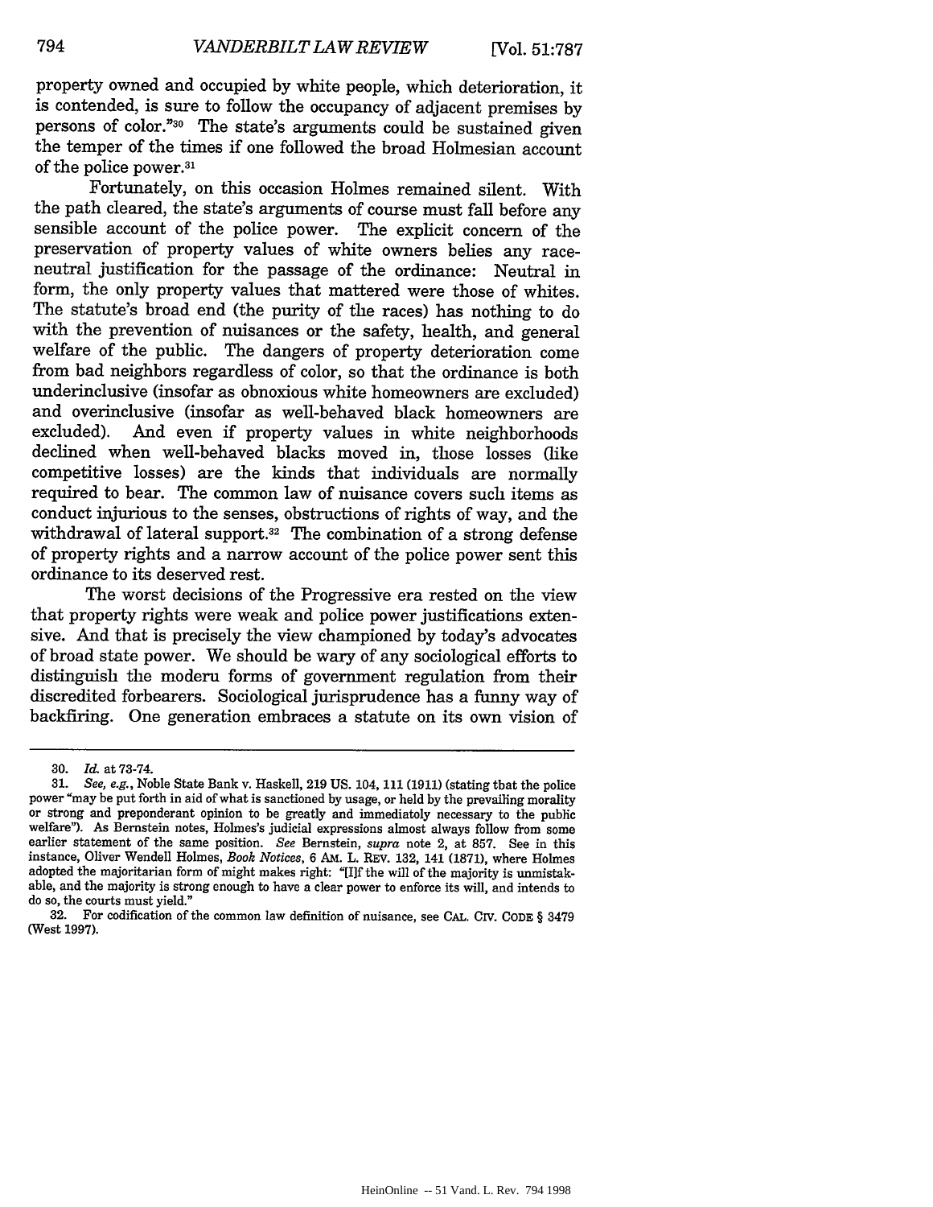property owned and occupied by white people, which deterioration, it is contended, is sure to follow the occupancy of adjacent premises by persons of color."[30] The state's arguments could be sustained given the temper of the times if one followed the broad Holmesian account of the police power.[31]

Fortunately, on this occasion Holmes remained silent. With the path cleared, the state's arguments of course must fall before any sensible account of the police power. The explicit concern of the preservation of property values of white owners belies any race-neutral justification for the passage of the ordinance: Neutral in form, the only property values that mattered were those of whites. The statute's broad end (the purity of the races) has nothing to do with the prevention of nuisances or the safety, health, and general welfare of the public. The dangers of property deterioration come from bad neighbors regardless of color, so that the ordinance is both underinclusive (insofar as obnoxious white homeowners are excluded) and overinclusive (insofar as well-behaved black homeowners are excluded). And even if property values in white neighborhoods declined when well-behaved blacks moved in, those losses (like competitive losses) are the kinds that individuals are normally required to bear. The common law of nuisance covers such items as conduct injurious to the senses, obstructions of rights of way, and the withdrawal of lateral support.[32] The combination of a strong defense of property rights and a narrow account of the police power sent this ordinance to its deserved rest.

The worst decisions of the Progressive era rested on the view that property rights were weak and police power justifications extensive. And that is precisely the view championed by today's advocates of broad state power. We should be wary of any sociological efforts to distinguish the modern forms of government regulation from their discredited forbearers. Sociological jurisprudence has a funny way of backfiring. One generation embraces a statute on its own vision of

---

30. *Id.* at 73-74.

31. *See, e.g.*, Noble State Bank v. Haskell, 219 US. 104, 111 (1911) (stating that the police power "may be put forth in aid of what is sanctioned by usage, or held by the prevailing morality or strong and preponderant opinion to be greatly and immediately necessary to the public welfare"). As Bernstein notes, Holmes's judicial expressions almost always follow from some earlier statement of the same position. *See* Bernstein, *supra* note 2, at 857. See in this instance, Oliver Wendell Holmes, *Book Notices*, 6 AM. L. REV. 132, 141 (1871), where Holmes adopted the majoritarian form of might makes right: "[I]f the will of the majority is unmistakable, and the majority is strong enough to have a clear power to enforce its will, and intends to do so, the courts must yield."

32. For codification of the common law definition of nuisance, see CAL. CIV. CODE § 3479 (West 1997).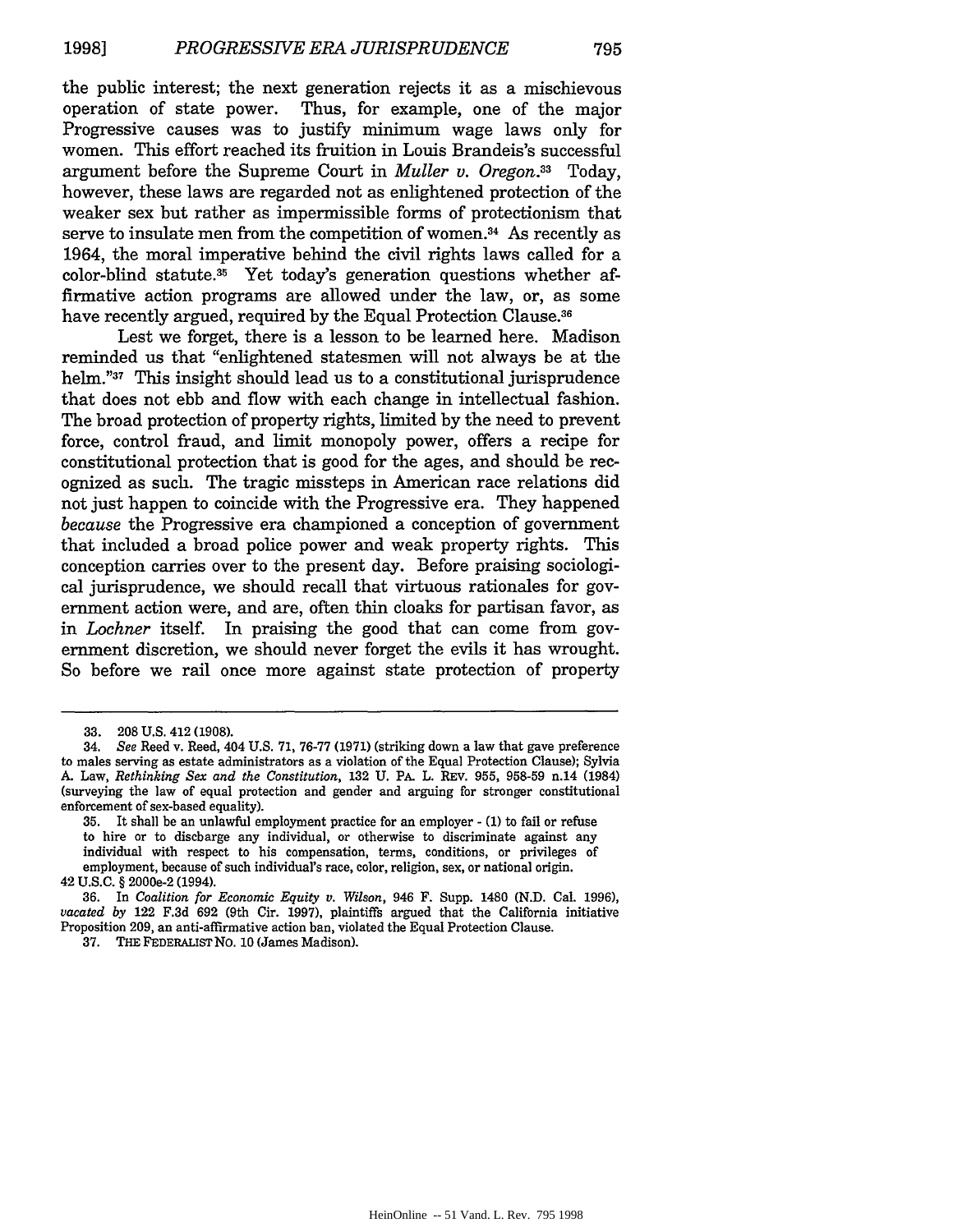the public interest; the next generation rejects it as a mischievous operation of state power. Thus, for example, one of the major Progressive causes was to justify minimum wage laws only for women. This effort reached its fruition in Louis Brandeis's successful argument before the Supreme Court in *Muller v. Oregon*.[33] Today, however, these laws are regarded not as enlightened protection of the weaker sex but rather as impermissible forms of protectionism that serve to insulate men from the competition of women.[34] As recently as 1964, the moral imperative behind the civil rights laws called for a color-blind statute.[35] Yet today's generation questions whether affirmative action programs are allowed under the law, or, as some have recently argued, required by the Equal Protection Clause.[36]

Lest we forget, there is a lesson to be learned here. Madison reminded us that "enlightened statesmen will not always be at the helm."[37] This insight should lead us to a constitutional jurisprudence that does not ebb and flow with each change in intellectual fashion. The broad protection of property rights, limited by the need to prevent force, control fraud, and limit monopoly power, offers a recipe for constitutional protection that is good for the ages, and should be recognized as such. The tragic missteps in American race relations did not just happen to coincide with the Progressive era. They happened *because* the Progressive era championed a conception of government that included a broad police power and weak property rights. This conception carries over to the present day. Before praising sociological jurisprudence, we should recall that virtuous rationales for government action were, and are, often thin cloaks for partisan favor, as in *Lochner* itself. In praising the good that can come from government discretion, we should never forget the evils it has wrought. So before we rail once more against state protection of property

---

33. 208 U.S. 412 (1908).

34. *See* Reed v. Reed, 404 U.S. 71, 76-77 (1971) (striking down a law that gave preference to males serving as estate administrators as a violation of the Equal Protection Clause); Sylvia A. Law, *Rethinking Sex and the Constitution*, 132 U. PA. L. REV. 955, 958-59 n.14 (1984) (surveying the law of equal protection and gender and arguing for stronger constitutional enforcement of sex-based equality).

35. It shall be an unlawful employment practice for an employer - (1) to fail or refuse to hire or to discharge any individual, or otherwise to discriminate against any individual with respect to his compensation, terms, conditions, or privileges of employment, because of such individual's race, color, religion, sex, or national origin.

42 U.S.C. § 2000e-2 (1994).

36. In *Coalition for Economic Equity v. Wilson*, 946 F. Supp. 1480 (N.D. Cal. 1996), *vacated by* 122 F.3d 692 (9th Cir. 1997), plaintiffs argued that the California initiative Proposition 209, an anti-affirmative action ban, violated the Equal Protection Clause.

37. THE FEDERALIST NO. 10 (James Madison).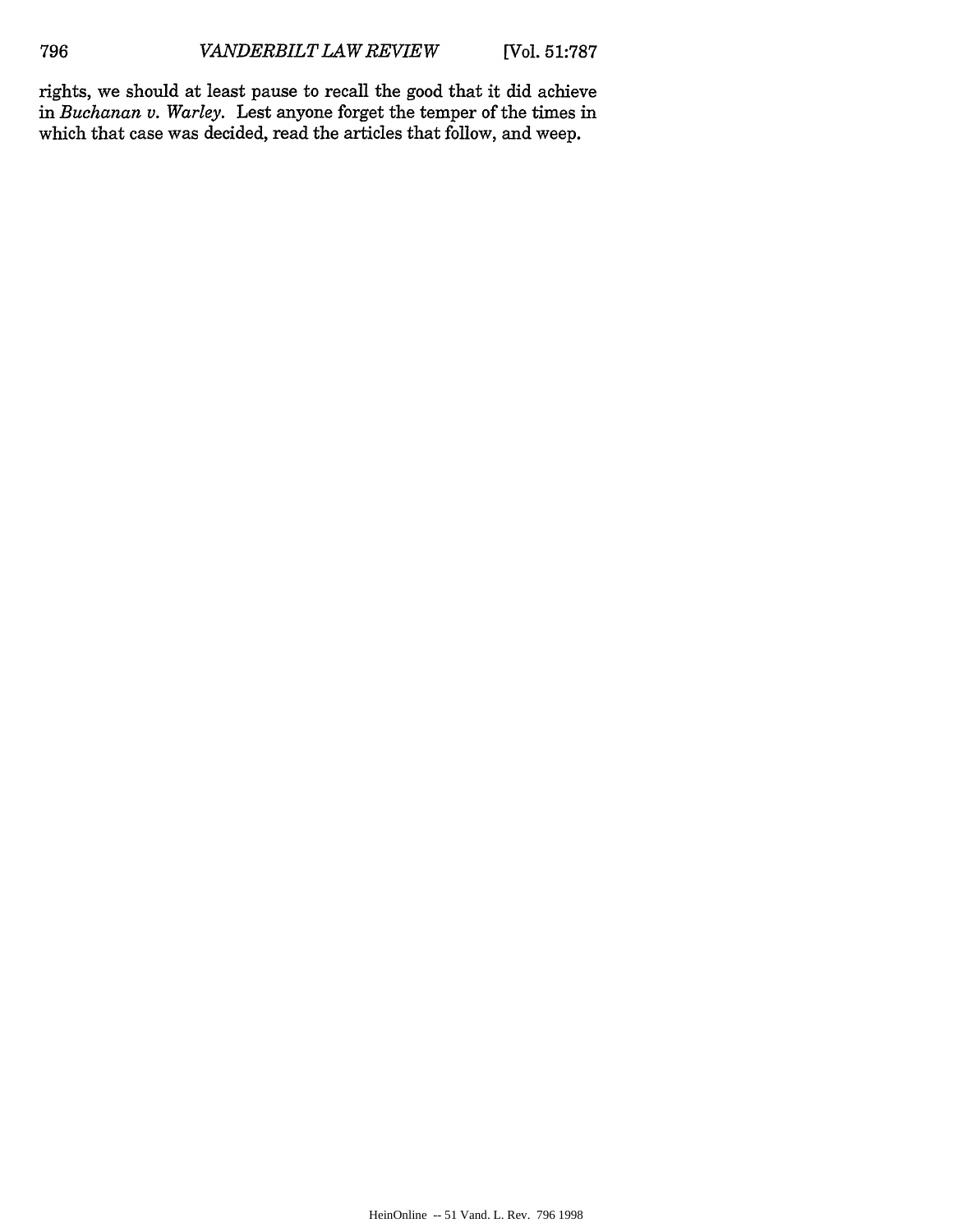rights, we should at least pause to recall the good that it did achieve in *Buchanan v. Warley*. Lest anyone forget the temper of the times in which that case was decided, read the articles that follow, and weep.